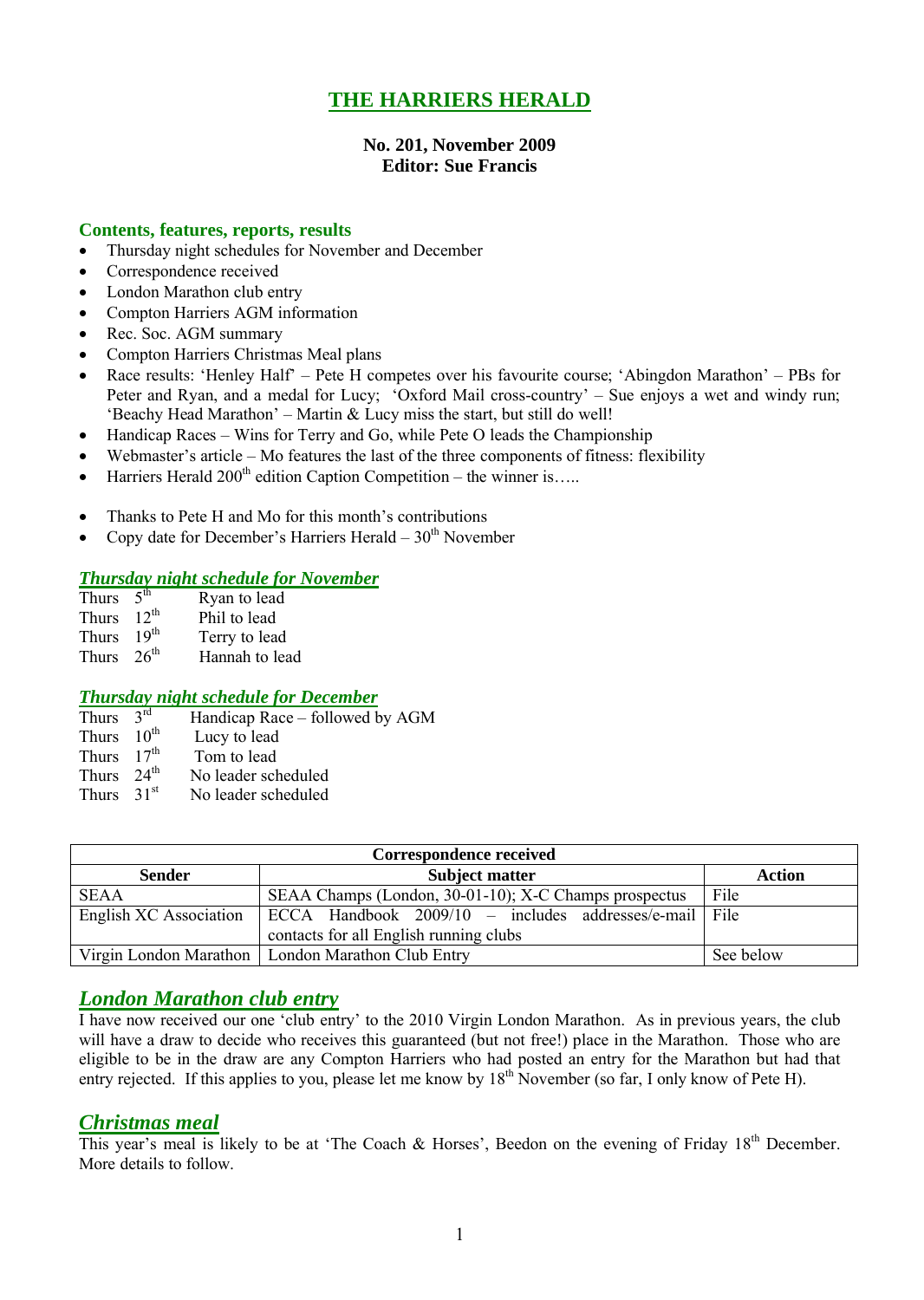# THE HARRIERS HERALD

**No. 201, November 2009**
**Editor: Sue Francis**

## Contents, features, reports, results

- Thursday night schedules for November and December
- Correspondence received
- London Marathon club entry
- Compton Harriers AGM information
- Rec. Soc. AGM summary
- Compton Harriers Christmas Meal plans
- Race results: 'Henley Half' – Pete H competes over his favourite course; 'Abingdon Marathon' – PBs for Peter and Ryan, and a medal for Lucy; 'Oxford Mail cross-country' – Sue enjoys a wet and windy run; 'Beachy Head Marathon' – Martin & Lucy miss the start, but still do well!
- Handicap Races – Wins for Terry and Go, while Pete O leads the Championship
- Webmaster's article – Mo features the last of the three components of fitness: flexibility
- Harriers Herald 200th edition Caption Competition – the winner is…..

- Thanks to Pete H and Mo for this month's contributions
- Copy date for December's Harriers Herald – 30th November

## *Thursday night schedule for November*

Thurs 5th Ryan to lead
Thurs 12th Phil to lead
Thurs 19th Terry to lead
Thurs 26th Hannah to lead

## *Thursday night schedule for December*

Thurs 3rd Handicap Race – followed by AGM
Thurs 10th Lucy to lead
Thurs 17th Tom to lead
Thurs 24th No leader scheduled
Thurs 31st No leader scheduled

| Correspondence received | | |
|---|---|---|
| **Sender** | **Subject matter** | **Action** |
| SEAA | SEAA Champs (London, 30-01-10); X-C Champs prospectus | File |
| English XC Association | ECCA Handbook 2009/10 – includes addresses/e-mail contacts for all English running clubs | File |
| Virgin London Marathon | London Marathon Club Entry | See below |

## *London Marathon club entry*

I have now received our one 'club entry' to the 2010 Virgin London Marathon. As in previous years, the club will have a draw to decide who receives this guaranteed (but not free!) place in the Marathon. Those who are eligible to be in the draw are any Compton Harriers who had posted an entry for the Marathon but had that entry rejected. If this applies to you, please let me know by 18th November (so far, I only know of Pete H).

## *Christmas meal*

This year's meal is likely to be at 'The Coach & Horses', Beedon on the evening of Friday 18th December. More details to follow.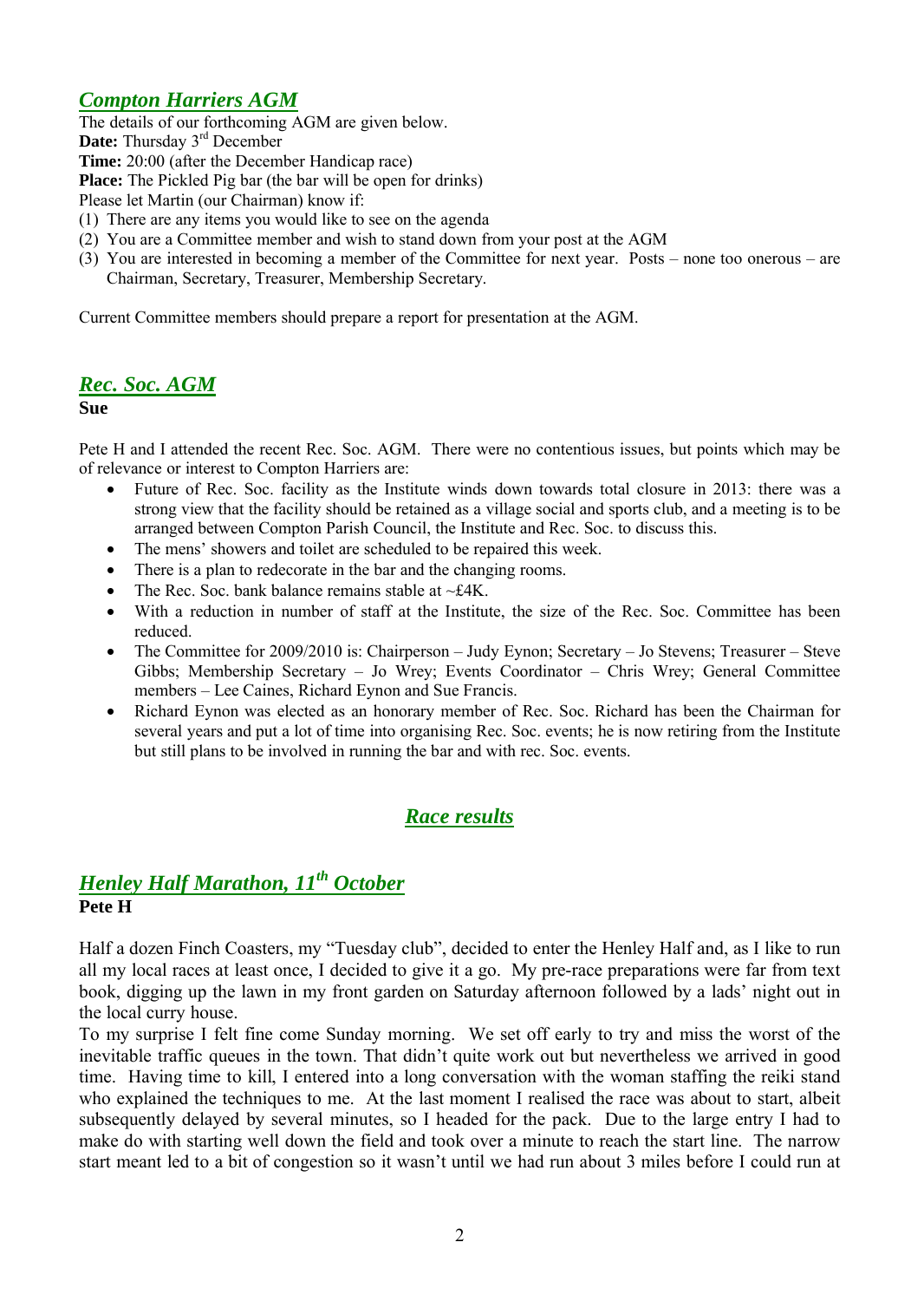## *Compton Harriers AGM*

The details of our forthcoming AGM are given below.
**Date:** Thursday 3rd December
**Time:** 20:00 (after the December Handicap race)
**Place:** The Pickled Pig bar (the bar will be open for drinks)
Please let Martin (our Chairman) know if:

(1) There are any items you would like to see on the agenda
(2) You are a Committee member and wish to stand down from your post at the AGM
(3) You are interested in becoming a member of the Committee for next year. Posts – none too onerous – are Chairman, Secretary, Treasurer, Membership Secretary.

Current Committee members should prepare a report for presentation at the AGM.

## *Rec. Soc. AGM*

**Sue**

Pete H and I attended the recent Rec. Soc. AGM. There were no contentious issues, but points which may be of relevance or interest to Compton Harriers are:

- Future of Rec. Soc. facility as the Institute winds down towards total closure in 2013: there was a strong view that the facility should be retained as a village social and sports club, and a meeting is to be arranged between Compton Parish Council, the Institute and Rec. Soc. to discuss this.
- The mens' showers and toilet are scheduled to be repaired this week.
- There is a plan to redecorate in the bar and the changing rooms.
- The Rec. Soc. bank balance remains stable at ~£4K.
- With a reduction in number of staff at the Institute, the size of the Rec. Soc. Committee has been reduced.
- The Committee for 2009/2010 is: Chairperson – Judy Eynon; Secretary – Jo Stevens; Treasurer – Steve Gibbs; Membership Secretary – Jo Wrey; Events Coordinator – Chris Wrey; General Committee members – Lee Caines, Richard Eynon and Sue Francis.
- Richard Eynon was elected as an honorary member of Rec. Soc. Richard has been the Chairman for several years and put a lot of time into organising Rec. Soc. events; he is now retiring from the Institute but still plans to be involved in running the bar and with rec. Soc. events.

# *Race results*

## *Henley Half Marathon, 11th October*

**Pete H**

Half a dozen Finch Coasters, my "Tuesday club", decided to enter the Henley Half and, as I like to run all my local races at least once, I decided to give it a go. My pre-race preparations were far from text book, digging up the lawn in my front garden on Saturday afternoon followed by a lads' night out in the local curry house.
To my surprise I felt fine come Sunday morning. We set off early to try and miss the worst of the inevitable traffic queues in the town. That didn't quite work out but nevertheless we arrived in good time. Having time to kill, I entered into a long conversation with the woman staffing the reiki stand who explained the techniques to me. At the last moment I realised the race was about to start, albeit subsequently delayed by several minutes, so I headed for the pack. Due to the large entry I had to make do with starting well down the field and took over a minute to reach the start line. The narrow start meant led to a bit of congestion so it wasn't until we had run about 3 miles before I could run at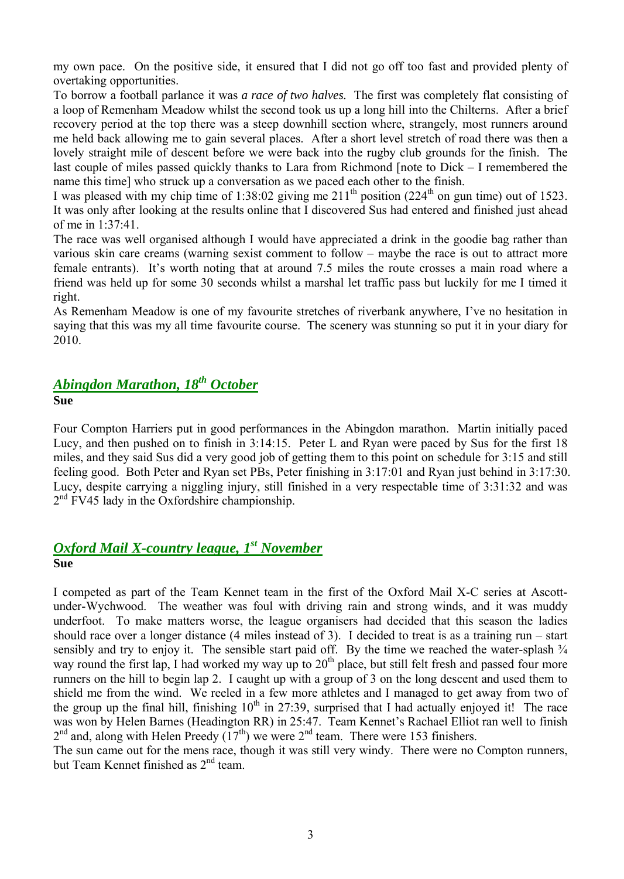my own pace. On the positive side, it ensured that I did not go off too fast and provided plenty of overtaking opportunities.

To borrow a football parlance it was *a race of two halves.* The first was completely flat consisting of a loop of Remenham Meadow whilst the second took us up a long hill into the Chilterns. After a brief recovery period at the top there was a steep downhill section where, strangely, most runners around me held back allowing me to gain several places. After a short level stretch of road there was then a lovely straight mile of descent before we were back into the rugby club grounds for the finish. The last couple of miles passed quickly thanks to Lara from Richmond [note to Dick – I remembered the name this time] who struck up a conversation as we paced each other to the finish.

I was pleased with my chip time of 1:38:02 giving me 211th position (224th on gun time) out of 1523. It was only after looking at the results online that I discovered Sus had entered and finished just ahead of me in 1:37:41.

The race was well organised although I would have appreciated a drink in the goodie bag rather than various skin care creams (warning sexist comment to follow – maybe the race is out to attract more female entrants). It's worth noting that at around 7.5 miles the route crosses a main road where a friend was held up for some 30 seconds whilst a marshal let traffic pass but luckily for me I timed it right.

As Remenham Meadow is one of my favourite stretches of riverbank anywhere, I've no hesitation in saying that this was my all time favourite course. The scenery was stunning so put it in your diary for 2010.

## *Abingdon Marathon, 18th October*

**Sue**

Four Compton Harriers put in good performances in the Abingdon marathon. Martin initially paced Lucy, and then pushed on to finish in 3:14:15. Peter L and Ryan were paced by Sus for the first 18 miles, and they said Sus did a very good job of getting them to this point on schedule for 3:15 and still feeling good. Both Peter and Ryan set PBs, Peter finishing in 3:17:01 and Ryan just behind in 3:17:30. Lucy, despite carrying a niggling injury, still finished in a very respectable time of 3:31:32 and was 2nd FV45 lady in the Oxfordshire championship.

## *Oxford Mail X-country league, 1st November*

**Sue**

I competed as part of the Team Kennet team in the first of the Oxford Mail X-C series at Ascott-under-Wychwood. The weather was foul with driving rain and strong winds, and it was muddy underfoot. To make matters worse, the league organisers had decided that this season the ladies should race over a longer distance (4 miles instead of 3). I decided to treat is as a training run – start sensibly and try to enjoy it. The sensible start paid off. By the time we reached the water-splash ¾ way round the first lap, I had worked my way up to 20th place, but still felt fresh and passed four more runners on the hill to begin lap 2. I caught up with a group of 3 on the long descent and used them to shield me from the wind. We reeled in a few more athletes and I managed to get away from two of the group up the final hill, finishing 10th in 27:39, surprised that I had actually enjoyed it! The race was won by Helen Barnes (Headington RR) in 25:47. Team Kennet's Rachael Elliot ran well to finish 2nd and, along with Helen Preedy (17th) we were 2nd team. There were 153 finishers.

The sun came out for the mens race, though it was still very windy. There were no Compton runners, but Team Kennet finished as 2nd team.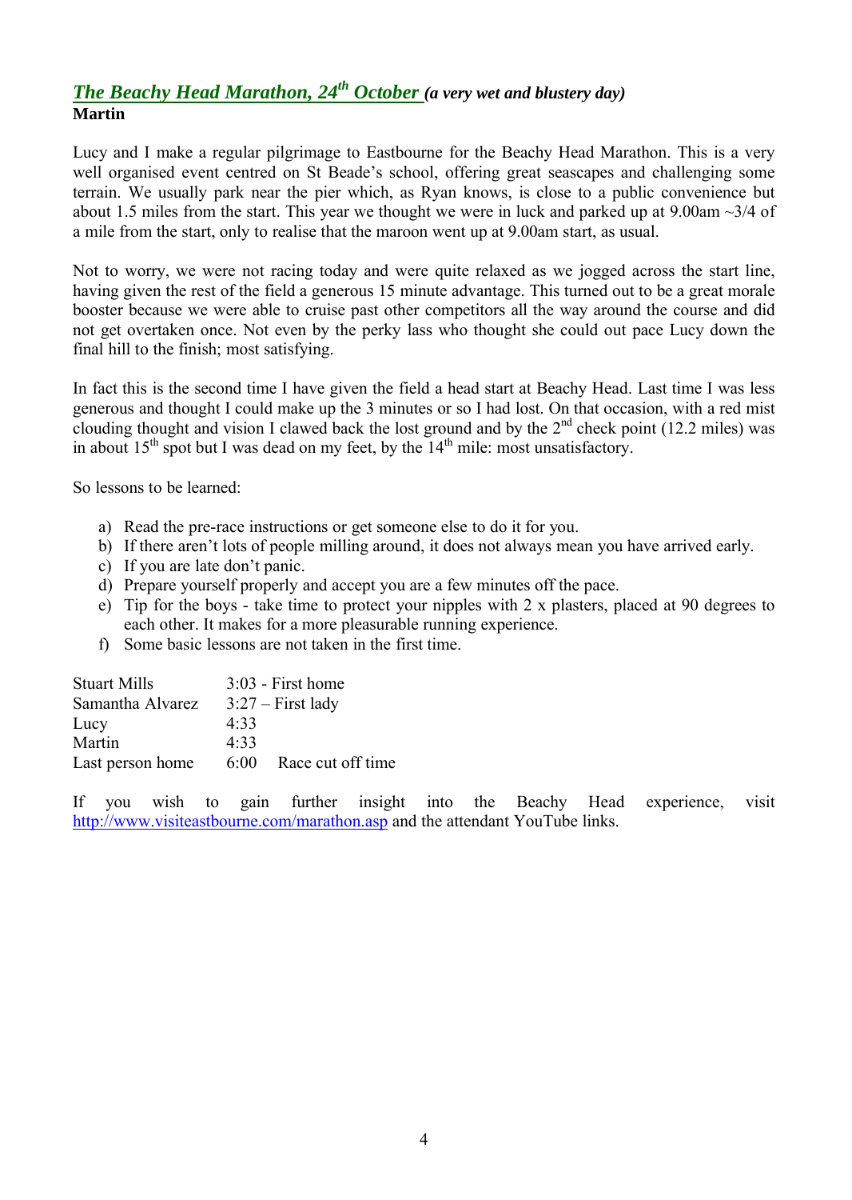## *The Beachy Head Marathon, 24th October* *(a very wet and blustery day)*

**Martin**

Lucy and I make a regular pilgrimage to Eastbourne for the Beachy Head Marathon. This is a very well organised event centred on St Beade's school, offering great seascapes and challenging some terrain. We usually park near the pier which, as Ryan knows, is close to a public convenience but about 1.5 miles from the start. This year we thought we were in luck and parked up at 9.00am ~3/4 of a mile from the start, only to realise that the maroon went up at 9.00am start, as usual.

Not to worry, we were not racing today and were quite relaxed as we jogged across the start line, having given the rest of the field a generous 15 minute advantage. This turned out to be a great morale booster because we were able to cruise past other competitors all the way around the course and did not get overtaken once. Not even by the perky lass who thought she could out pace Lucy down the final hill to the finish; most satisfying.

In fact this is the second time I have given the field a head start at Beachy Head. Last time I was less generous and thought I could make up the 3 minutes or so I had lost. On that occasion, with a red mist clouding thought and vision I clawed back the lost ground and by the 2nd check point (12.2 miles) was in about 15th spot but I was dead on my feet, by the 14th mile: most unsatisfactory.

So lessons to be learned:

a) Read the pre-race instructions or get someone else to do it for you.
b) If there aren't lots of people milling around, it does not always mean you have arrived early.
c) If you are late don't panic.
d) Prepare yourself properly and accept you are a few minutes off the pace.
e) Tip for the boys - take time to protect your nipples with 2 x plasters, placed at 90 degrees to each other. It makes for a more pleasurable running experience.
f) Some basic lessons are not taken in the first time.

| | | |
|---|---|---|
| Stuart Mills | 3:03 - First home | |
| Samantha Alvarez | 3:27 – First lady | |
| Lucy | 4:33 | |
| Martin | 4:33 | |
| Last person home | 6:00 | Race cut off time |

If you wish to gain further insight into the Beachy Head experience, visit http://www.visiteastbourne.com/marathon.asp and the attendant YouTube links.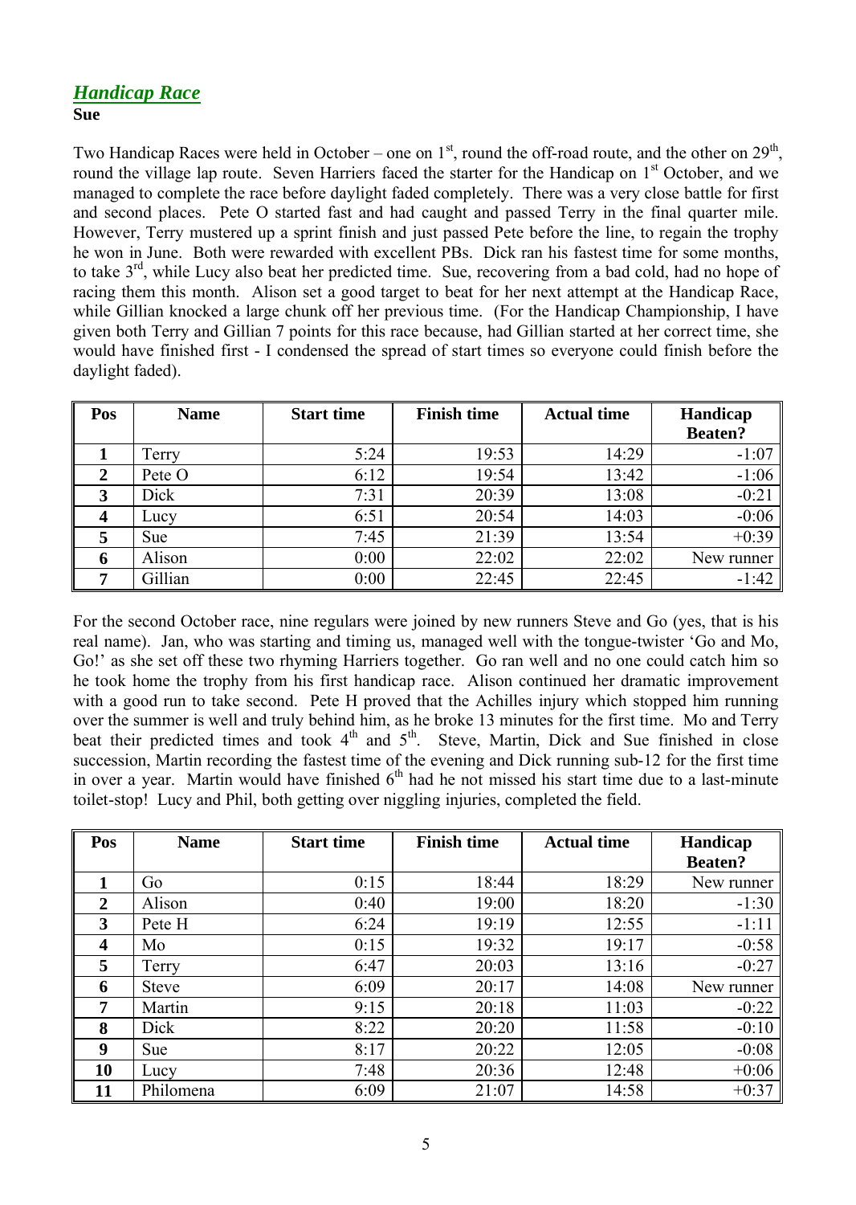## *Handicap Race*

**Sue**

Two Handicap Races were held in October – one on 1st, round the off-road route, and the other on 29th, round the village lap route. Seven Harriers faced the starter for the Handicap on 1st October, and we managed to complete the race before daylight faded completely. There was a very close battle for first and second places. Pete O started fast and had caught and passed Terry in the final quarter mile. However, Terry mustered up a sprint finish and just passed Pete before the line, to regain the trophy he won in June. Both were rewarded with excellent PBs. Dick ran his fastest time for some months, to take 3rd, while Lucy also beat her predicted time. Sue, recovering from a bad cold, had no hope of racing them this month. Alison set a good target to beat for her next attempt at the Handicap Race, while Gillian knocked a large chunk off her previous time. (For the Handicap Championship, I have given both Terry and Gillian 7 points for this race because, had Gillian started at her correct time, she would have finished first - I condensed the spread of start times so everyone could finish before the daylight faded).

| Pos | Name | Start time | Finish time | Actual time | Handicap Beaten? |
|---|---|---|---|---|---|
| **1** | Terry | 5:24 | 19:53 | 14:29 | -1:07 |
| **2** | Pete O | 6:12 | 19:54 | 13:42 | -1:06 |
| **3** | Dick | 7:31 | 20:39 | 13:08 | -0:21 |
| **4** | Lucy | 6:51 | 20:54 | 14:03 | -0:06 |
| **5** | Sue | 7:45 | 21:39 | 13:54 | +0:39 |
| **6** | Alison | 0:00 | 22:02 | 22:02 | New runner |
| **7** | Gillian | 0:00 | 22:45 | 22:45 | -1:42 |

For the second October race, nine regulars were joined by new runners Steve and Go (yes, that is his real name). Jan, who was starting and timing us, managed well with the tongue-twister 'Go and Mo, Go!' as she set off these two rhyming Harriers together. Go ran well and no one could catch him so he took home the trophy from his first handicap race. Alison continued her dramatic improvement with a good run to take second. Pete H proved that the Achilles injury which stopped him running over the summer is well and truly behind him, as he broke 13 minutes for the first time. Mo and Terry beat their predicted times and took 4th and 5th. Steve, Martin, Dick and Sue finished in close succession, Martin recording the fastest time of the evening and Dick running sub-12 for the first time in over a year. Martin would have finished 6th had he not missed his start time due to a last-minute toilet-stop! Lucy and Phil, both getting over niggling injuries, completed the field.

| Pos | Name | Start time | Finish time | Actual time | Handicap Beaten? |
|---|---|---|---|---|---|
| **1** | Go | 0:15 | 18:44 | 18:29 | New runner |
| **2** | Alison | 0:40 | 19:00 | 18:20 | -1:30 |
| **3** | Pete H | 6:24 | 19:19 | 12:55 | -1:11 |
| **4** | Mo | 0:15 | 19:32 | 19:17 | -0:58 |
| **5** | Terry | 6:47 | 20:03 | 13:16 | -0:27 |
| **6** | Steve | 6:09 | 20:17 | 14:08 | New runner |
| **7** | Martin | 9:15 | 20:18 | 11:03 | -0:22 |
| **8** | Dick | 8:22 | 20:20 | 11:58 | -0:10 |
| **9** | Sue | 8:17 | 20:22 | 12:05 | -0:08 |
| **10** | Lucy | 7:48 | 20:36 | 12:48 | +0:06 |
| **11** | Philomena | 6:09 | 21:07 | 14:58 | +0:37 |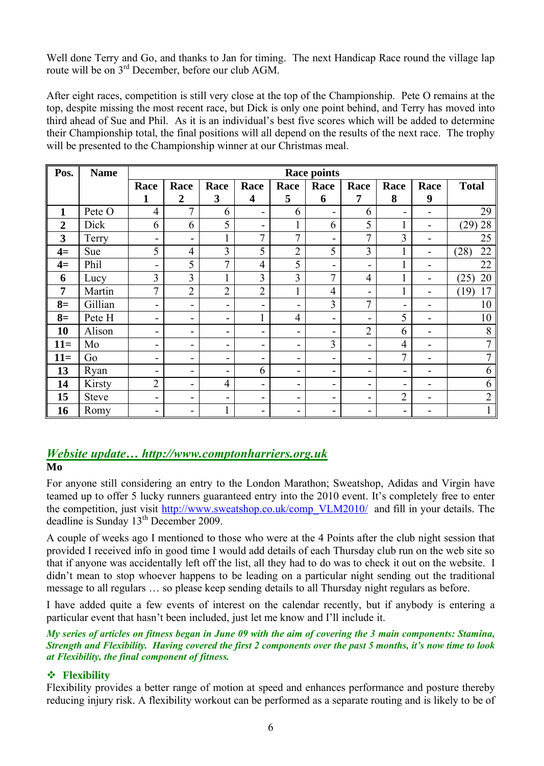Well done Terry and Go, and thanks to Jan for timing. The next Handicap Race round the village lap route will be on 3rd December, before our club AGM.

After eight races, competition is still very close at the top of the Championship. Pete O remains at the top, despite missing the most recent race, but Dick is only one point behind, and Terry has moved into third ahead of Sue and Phil. As it is an individual's best five scores which will be added to determine their Championship total, the final positions will all depend on the results of the next race. The trophy will be presented to the Championship winner at our Christmas meal.

| Pos. | Name | Race points | | | | | | | | | |
|---|---|---|---|---|---|---|---|---|---|---|---|
| | | Race 1 | Race 2 | Race 3 | Race 4 | Race 5 | Race 6 | Race 7 | Race 8 | Race 9 | Total |
| 1 | Pete O | 4 | 7 | 6 | - | 6 | - | 6 | - | - | 29 |
| 2 | Dick | 6 | 6 | 5 | - | 1 | 6 | 5 | 1 | - | (29) 28 |
| 3 | Terry | - | - | 1 | 7 | 7 | - | 7 | 3 | - | 25 |
| 4= | Sue | 5 | 4 | 3 | 5 | 2 | 5 | 3 | 1 | - | (28) 22 |
| 4= | Phil | - | 5 | 7 | 4 | 5 | - | - | 1 | - | 22 |
| 6 | Lucy | 3 | 3 | 1 | 3 | 3 | 7 | 4 | 1 | - | (25) 20 |
| 7 | Martin | 7 | 2 | 2 | 2 | 1 | 4 | - | 1 | - | (19) 17 |
| 8= | Gillian | - | - | - | - | - | 3 | 7 | - | - | 10 |
| 8= | Pete H | - | - | - | 1 | 4 | - | - | 5 | - | 10 |
| 10 | Alison | - | - | - | - | - | - | 2 | 6 | - | 8 |
| 11= | Mo | - | - | - | - | - | 3 | - | 4 | - | 7 |
| 11= | Go | - | - | - | - | - | - | - | 7 | - | 7 |
| 13 | Ryan | - | - | - | 6 | - | - | - | - | - | 6 |
| 14 | Kirsty | 2 | - | 4 | - | - | - | - | - | - | 6 |
| 15 | Steve | - | - | - | - | - | - | - | 2 | - | 2 |
| 16 | Romy | - | - | 1 | - | - | - | - | - | - | 1 |

## *Website update… http://www.comptonharriers.org.uk*

**Mo**

For anyone still considering an entry to the London Marathon; Sweatshop, Adidas and Virgin have teamed up to offer 5 lucky runners guaranteed entry into the 2010 event. It's completely free to enter the competition, just visit http://www.sweatshop.co.uk/comp_VLM2010/ and fill in your details. The deadline is Sunday 13th December 2009.

A couple of weeks ago I mentioned to those who were at the 4 Points after the club night session that provided I received info in good time I would add details of each Thursday club run on the web site so that if anyone was accidentally left off the list, all they had to do was to check it out on the website. I didn't mean to stop whoever happens to be leading on a particular night sending out the traditional message to all regulars … so please keep sending details to all Thursday night regulars as before.

I have added quite a few events of interest on the calendar recently, but if anybody is entering a particular event that hasn't been included, just let me know and I'll include it.

***My series of articles on fitness began in June 09 with the aim of covering the 3 main components: Stamina, Strength and Flexibility. Having covered the first 2 components over the past 5 months, it's now time to look at Flexibility, the final component of fitness.***

### ❖ Flexibility

Flexibility provides a better range of motion at speed and enhances performance and posture thereby reducing injury risk. A flexibility workout can be performed as a separate routing and is likely to be of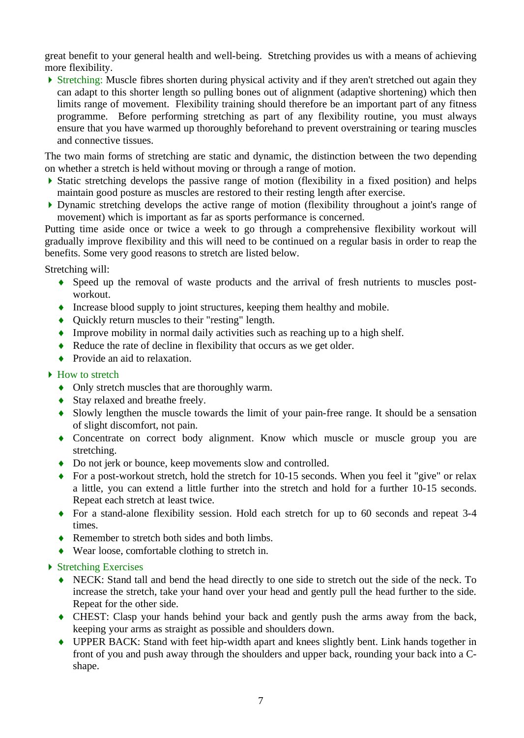great benefit to your general health and well-being. Stretching provides us with a means of achieving more flexibility.

- Stretching: Muscle fibres shorten during physical activity and if they aren't stretched out again they can adapt to this shorter length so pulling bones out of alignment (adaptive shortening) which then limits range of movement. Flexibility training should therefore be an important part of any fitness programme. Before performing stretching as part of any flexibility routine, you must always ensure that you have warmed up thoroughly beforehand to prevent overstraining or tearing muscles and connective tissues.

The two main forms of stretching are static and dynamic, the distinction between the two depending on whether a stretch is held without moving or through a range of motion.

- Static stretching develops the passive range of motion (flexibility in a fixed position) and helps maintain good posture as muscles are restored to their resting length after exercise.
- Dynamic stretching develops the active range of motion (flexibility throughout a joint's range of movement) which is important as far as sports performance is concerned.

Putting time aside once or twice a week to go through a comprehensive flexibility workout will gradually improve flexibility and this will need to be continued on a regular basis in order to reap the benefits. Some very good reasons to stretch are listed below.

Stretching will:

- Speed up the removal of waste products and the arrival of fresh nutrients to muscles post-workout.
- Increase blood supply to joint structures, keeping them healthy and mobile.
- Quickly return muscles to their "resting" length.
- Improve mobility in normal daily activities such as reaching up to a high shelf.
- Reduce the rate of decline in flexibility that occurs as we get older.
- Provide an aid to relaxation.

- How to stretch
  - Only stretch muscles that are thoroughly warm.
  - Stay relaxed and breathe freely.
  - Slowly lengthen the muscle towards the limit of your pain-free range. It should be a sensation of slight discomfort, not pain.
  - Concentrate on correct body alignment. Know which muscle or muscle group you are stretching.
  - Do not jerk or bounce, keep movements slow and controlled.
  - For a post-workout stretch, hold the stretch for 10-15 seconds. When you feel it "give" or relax a little, you can extend a little further into the stretch and hold for a further 10-15 seconds. Repeat each stretch at least twice.
  - For a stand-alone flexibility session. Hold each stretch for up to 60 seconds and repeat 3-4 times.
  - Remember to stretch both sides and both limbs.
  - Wear loose, comfortable clothing to stretch in.

- Stretching Exercises
  - NECK: Stand tall and bend the head directly to one side to stretch out the side of the neck. To increase the stretch, take your hand over your head and gently pull the head further to the side. Repeat for the other side.
  - CHEST: Clasp your hands behind your back and gently push the arms away from the back, keeping your arms as straight as possible and shoulders down.
  - UPPER BACK: Stand with feet hip-width apart and knees slightly bent. Link hands together in front of you and push away through the shoulders and upper back, rounding your back into a C-shape.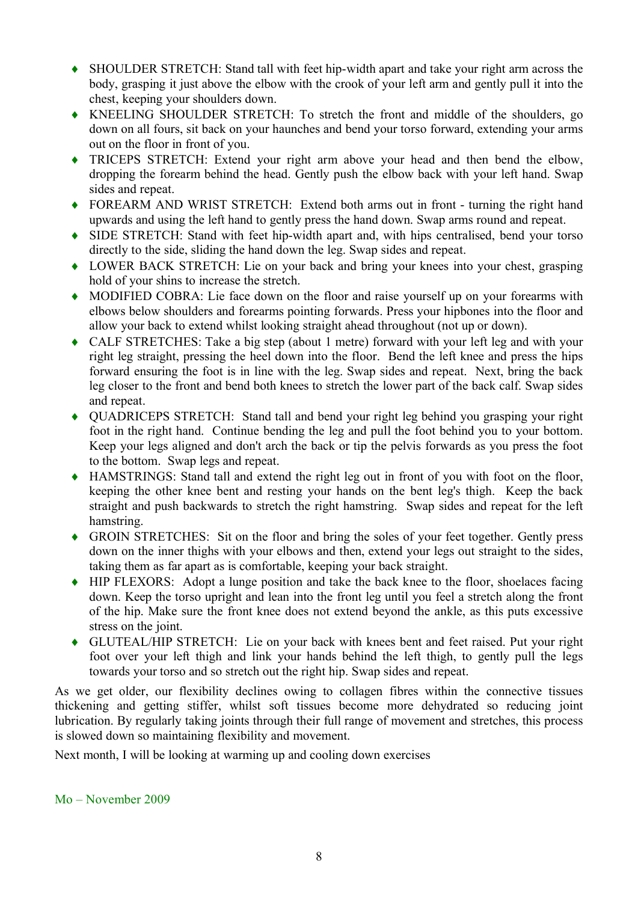- SHOULDER STRETCH: Stand tall with feet hip-width apart and take your right arm across the body, grasping it just above the elbow with the crook of your left arm and gently pull it into the chest, keeping your shoulders down.
- KNEELING SHOULDER STRETCH: To stretch the front and middle of the shoulders, go down on all fours, sit back on your haunches and bend your torso forward, extending your arms out on the floor in front of you.
- TRICEPS STRETCH: Extend your right arm above your head and then bend the elbow, dropping the forearm behind the head. Gently push the elbow back with your left hand. Swap sides and repeat.
- FOREARM AND WRIST STRETCH: Extend both arms out in front - turning the right hand upwards and using the left hand to gently press the hand down. Swap arms round and repeat.
- SIDE STRETCH: Stand with feet hip-width apart and, with hips centralised, bend your torso directly to the side, sliding the hand down the leg. Swap sides and repeat.
- LOWER BACK STRETCH: Lie on your back and bring your knees into your chest, grasping hold of your shins to increase the stretch.
- MODIFIED COBRA: Lie face down on the floor and raise yourself up on your forearms with elbows below shoulders and forearms pointing forwards. Press your hipbones into the floor and allow your back to extend whilst looking straight ahead throughout (not up or down).
- CALF STRETCHES: Take a big step (about 1 metre) forward with your left leg and with your right leg straight, pressing the heel down into the floor. Bend the left knee and press the hips forward ensuring the foot is in line with the leg. Swap sides and repeat. Next, bring the back leg closer to the front and bend both knees to stretch the lower part of the back calf. Swap sides and repeat.
- QUADRICEPS STRETCH: Stand tall and bend your right leg behind you grasping your right foot in the right hand. Continue bending the leg and pull the foot behind you to your bottom. Keep your legs aligned and don't arch the back or tip the pelvis forwards as you press the foot to the bottom. Swap legs and repeat.
- HAMSTRINGS: Stand tall and extend the right leg out in front of you with foot on the floor, keeping the other knee bent and resting your hands on the bent leg's thigh. Keep the back straight and push backwards to stretch the right hamstring. Swap sides and repeat for the left hamstring.
- GROIN STRETCHES: Sit on the floor and bring the soles of your feet together. Gently press down on the inner thighs with your elbows and then, extend your legs out straight to the sides, taking them as far apart as is comfortable, keeping your back straight.
- HIP FLEXORS: Adopt a lunge position and take the back knee to the floor, shoelaces facing down. Keep the torso upright and lean into the front leg until you feel a stretch along the front of the hip. Make sure the front knee does not extend beyond the ankle, as this puts excessive stress on the joint.
- GLUTEAL/HIP STRETCH: Lie on your back with knees bent and feet raised. Put your right foot over your left thigh and link your hands behind the left thigh, to gently pull the legs towards your torso and so stretch out the right hip. Swap sides and repeat.

As we get older, our flexibility declines owing to collagen fibres within the connective tissues thickening and getting stiffer, whilst soft tissues become more dehydrated so reducing joint lubrication. By regularly taking joints through their full range of movement and stretches, this process is slowed down so maintaining flexibility and movement.

Next month, I will be looking at warming up and cooling down exercises

Mo – November 2009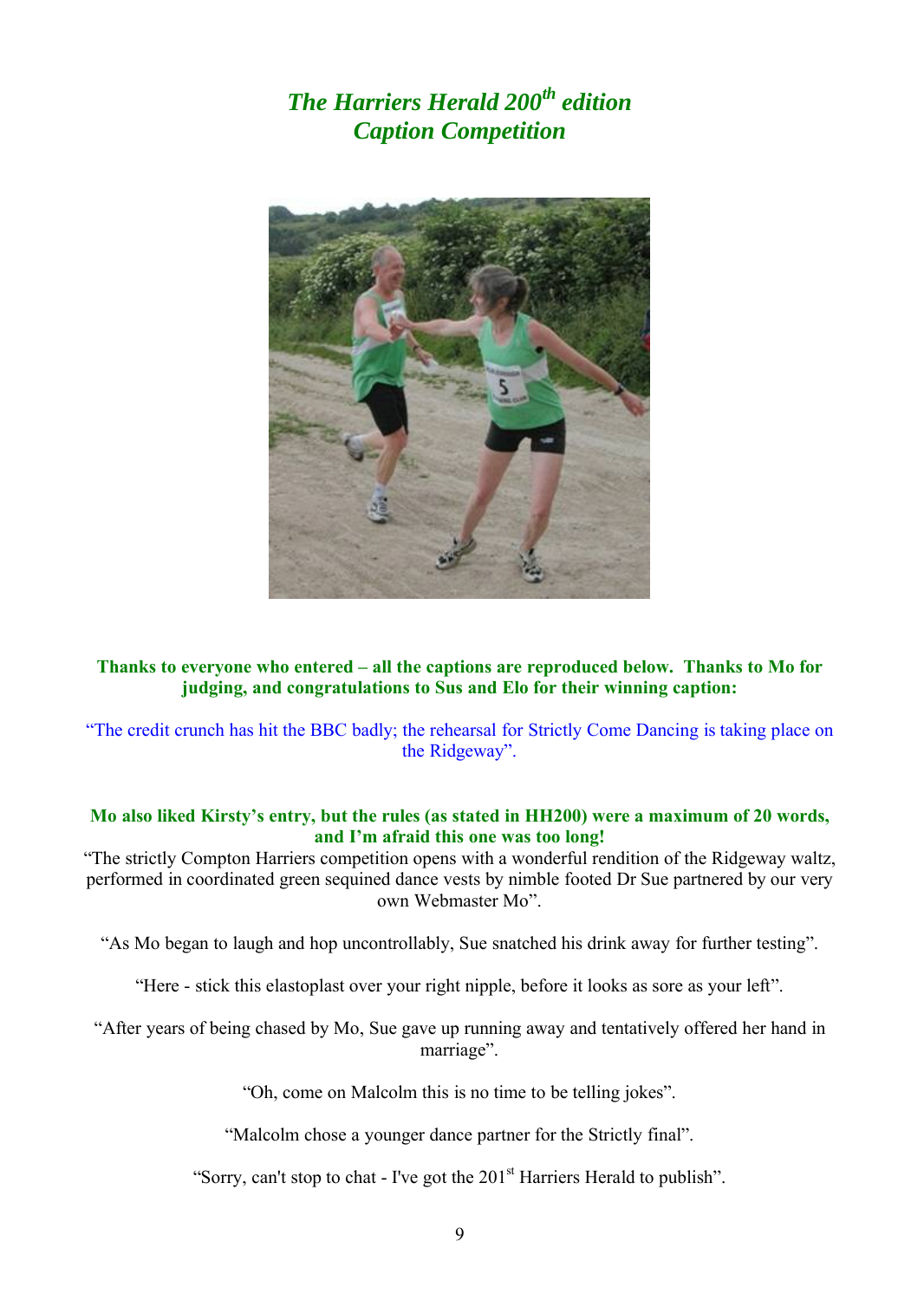# *The Harriers Herald 200th edition*
# *Caption Competition*

**Thanks to everyone who entered – all the captions are reproduced below. Thanks to Mo for judging, and congratulations to Sus and Elo for their winning caption:**

"The credit crunch has hit the BBC badly; the rehearsal for Strictly Come Dancing is taking place on the Ridgeway".

**Mo also liked Kirsty's entry, but the rules (as stated in HH200) were a maximum of 20 words, and I'm afraid this one was too long!**

"The strictly Compton Harriers competition opens with a wonderful rendition of the Ridgeway waltz, performed in coordinated green sequined dance vests by nimble footed Dr Sue partnered by our very own Webmaster Mo".

"As Mo began to laugh and hop uncontrollably, Sue snatched his drink away for further testing".

"Here - stick this elastoplast over your right nipple, before it looks as sore as your left".

"After years of being chased by Mo, Sue gave up running away and tentatively offered her hand in marriage".

"Oh, come on Malcolm this is no time to be telling jokes".

"Malcolm chose a younger dance partner for the Strictly final".

"Sorry, can't stop to chat - I've got the 201st Harriers Herald to publish".